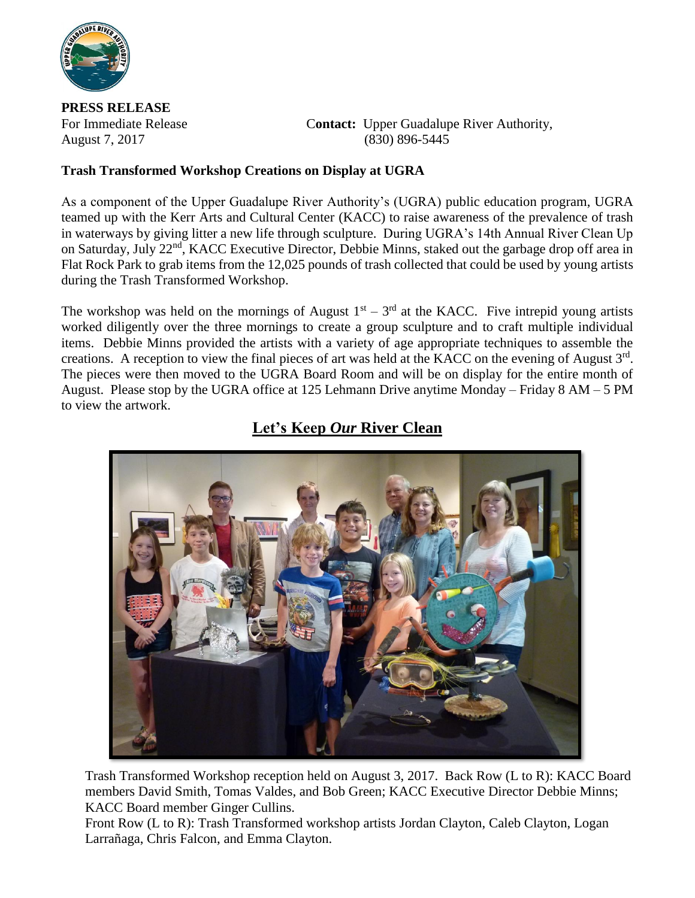**PRESS RELEASE**

For Immediate Release
August 7, 2017

**Contact:** Upper Guadalupe River Authority,
(830) 896-5445

**Trash Transformed Workshop Creations on Display at UGRA**

As a component of the Upper Guadalupe River Authority's (UGRA) public education program, UGRA teamed up with the Kerr Arts and Cultural Center (KACC) to raise awareness of the prevalence of trash in waterways by giving litter a new life through sculpture. During UGRA's 14th Annual River Clean Up on Saturday, July 22nd, KACC Executive Director, Debbie Minns, staked out the garbage drop off area in Flat Rock Park to grab items from the 12,025 pounds of trash collected that could be used by young artists during the Trash Transformed Workshop.

The workshop was held on the mornings of August 1st – 3rd at the KACC. Five intrepid young artists worked diligently over the three mornings to create a group sculpture and to craft multiple individual items. Debbie Minns provided the artists with a variety of age appropriate techniques to assemble the creations. A reception to view the final pieces of art was held at the KACC on the evening of August 3rd. The pieces were then moved to the UGRA Board Room and will be on display for the entire month of August. Please stop by the UGRA office at 125 Lehmann Drive anytime Monday – Friday 8 AM – 5 PM to view the artwork.

## Let's Keep *Our* River Clean

Trash Transformed Workshop reception held on August 3, 2017. Back Row (L to R): KACC Board members David Smith, Tomas Valdes, and Bob Green; KACC Executive Director Debbie Minns; KACC Board member Ginger Cullins.
Front Row (L to R): Trash Transformed workshop artists Jordan Clayton, Caleb Clayton, Logan Larrañaga, Chris Falcon, and Emma Clayton.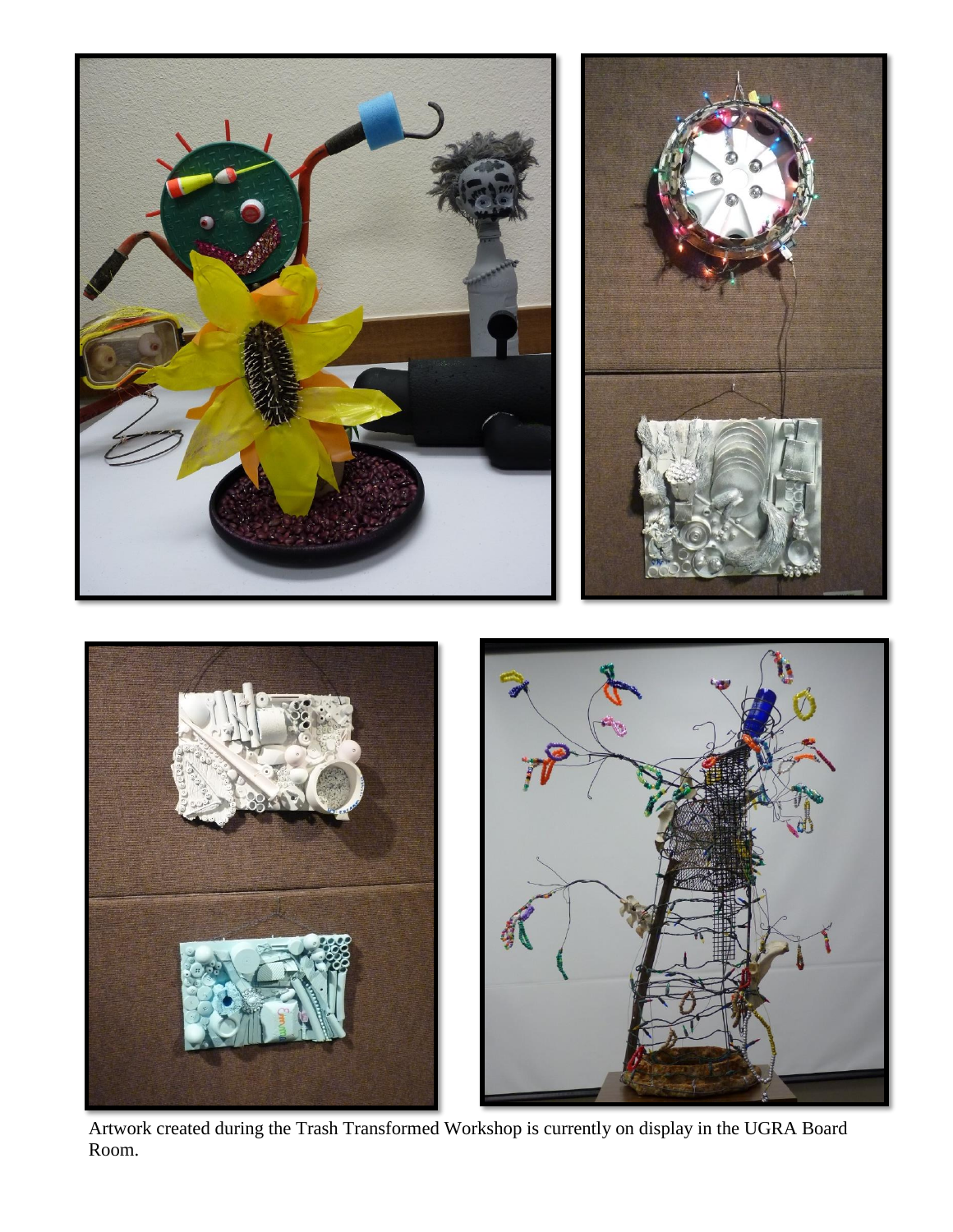Artwork created during the Trash Transformed Workshop is currently on display in the UGRA Board Room.